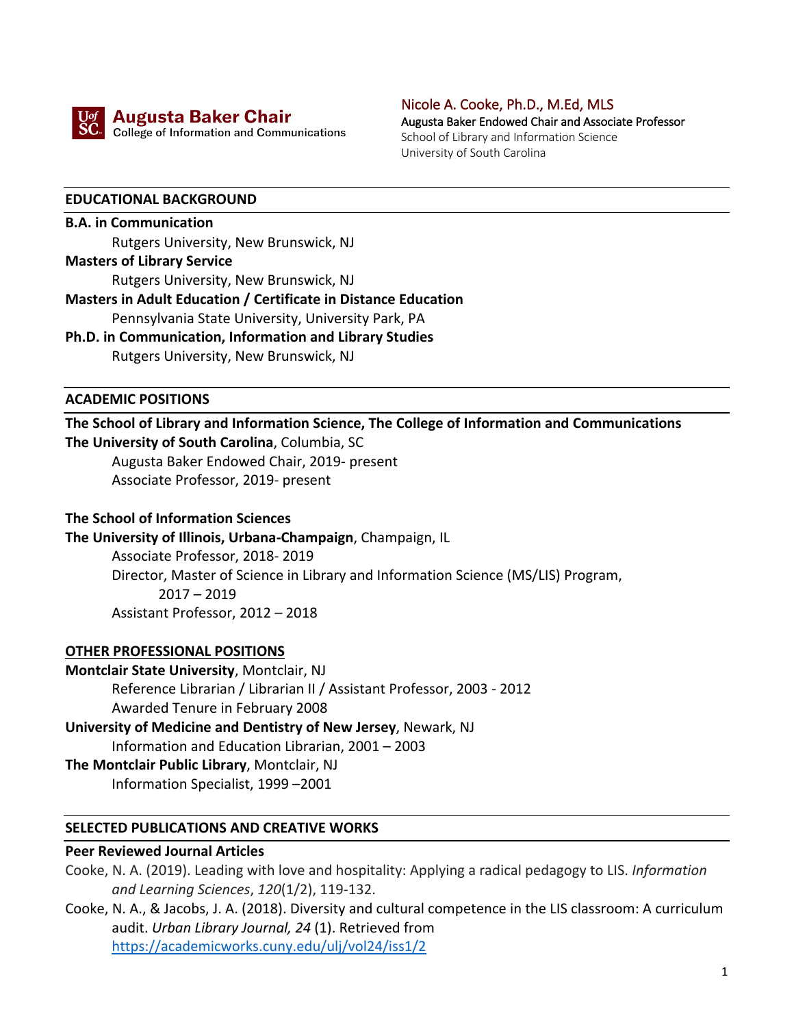**Augusta Baker Chair**
College of Information and Communications

**Nicole A. Cooke, Ph.D., M.Ed, MLS**
Augusta Baker Endowed Chair and Associate Professor
School of Library and Information Science
University of South Carolina

## EDUCATIONAL BACKGROUND

**B.A. in Communication**
Rutgers University, New Brunswick, NJ

**Masters of Library Service**
Rutgers University, New Brunswick, NJ

**Masters in Adult Education / Certificate in Distance Education**
Pennsylvania State University, University Park, PA

**Ph.D. in Communication, Information and Library Studies**
Rutgers University, New Brunswick, NJ

## ACADEMIC POSITIONS

**The School of Library and Information Science, The College of Information and Communications**
**The University of South Carolina**, Columbia, SC
Augusta Baker Endowed Chair, 2019- present
Associate Professor, 2019- present

**The School of Information Sciences**
**The University of Illinois, Urbana-Champaign**, Champaign, IL
Associate Professor, 2018- 2019
Director, Master of Science in Library and Information Science (MS/LIS) Program, 2017 – 2019
Assistant Professor, 2012 – 2018

## OTHER PROFESSIONAL POSITIONS

**Montclair State University**, Montclair, NJ
Reference Librarian / Librarian II / Assistant Professor, 2003 - 2012
Awarded Tenure in February 2008

**University of Medicine and Dentistry of New Jersey**, Newark, NJ
Information and Education Librarian, 2001 – 2003

**The Montclair Public Library**, Montclair, NJ
Information Specialist, 1999 –2001

## SELECTED PUBLICATIONS AND CREATIVE WORKS

### Peer Reviewed Journal Articles

Cooke, N. A. (2019). Leading with love and hospitality: Applying a radical pedagogy to LIS. *Information and Learning Sciences*, *120*(1/2), 119-132.

Cooke, N. A., & Jacobs, J. A. (2018). Diversity and cultural competence in the LIS classroom: A curriculum audit. *Urban Library Journal, 24* (1). Retrieved from https://academicworks.cuny.edu/ulj/vol24/iss1/2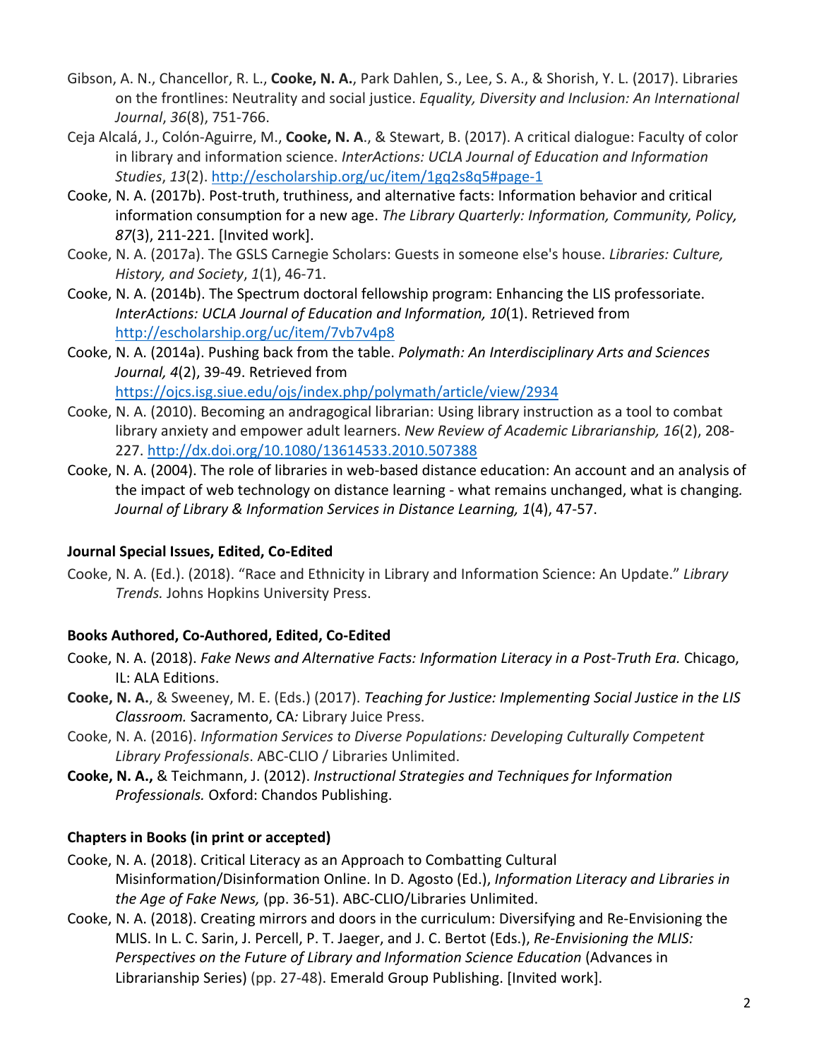Gibson, A. N., Chancellor, R. L., **Cooke, N. A.**, Park Dahlen, S., Lee, S. A., & Shorish, Y. L. (2017). Libraries on the frontlines: Neutrality and social justice. *Equality, Diversity and Inclusion: An International Journal*, *36*(8), 751-766.

Ceja Alcalá, J., Colón-Aguirre, M., **Cooke, N. A**., & Stewart, B. (2017). A critical dialogue: Faculty of color in library and information science. *InterActions: UCLA Journal of Education and Information Studies*, *13*(2). http://escholarship.org/uc/item/1gq2s8q5#page-1

Cooke, N. A. (2017b). Post-truth, truthiness, and alternative facts: Information behavior and critical information consumption for a new age. *The Library Quarterly: Information, Community, Policy, 87*(3), 211-221. [Invited work].

Cooke, N. A. (2017a). The GSLS Carnegie Scholars: Guests in someone else's house. *Libraries: Culture, History, and Society*, *1*(1), 46-71.

Cooke, N. A. (2014b). The Spectrum doctoral fellowship program: Enhancing the LIS professoriate. *InterActions: UCLA Journal of Education and Information, 10*(1). Retrieved from http://escholarship.org/uc/item/7vb7v4p8

Cooke, N. A. (2014a). Pushing back from the table. *Polymath: An Interdisciplinary Arts and Sciences Journal, 4*(2), 39-49. Retrieved from https://ojcs.isg.siue.edu/ojs/index.php/polymath/article/view/2934

Cooke, N. A. (2010). Becoming an andragogical librarian: Using library instruction as a tool to combat library anxiety and empower adult learners. *New Review of Academic Librarianship, 16*(2), 208-227. http://dx.doi.org/10.1080/13614533.2010.507388

Cooke, N. A. (2004). The role of libraries in web-based distance education: An account and an analysis of the impact of web technology on distance learning - what remains unchanged, what is changing. *Journal of Library & Information Services in Distance Learning, 1*(4), 47-57.

**Journal Special Issues, Edited, Co-Edited**

Cooke, N. A. (Ed.). (2018). "Race and Ethnicity in Library and Information Science: An Update." *Library Trends.* Johns Hopkins University Press.

**Books Authored, Co-Authored, Edited, Co-Edited**

Cooke, N. A. (2018). *Fake News and Alternative Facts: Information Literacy in a Post-Truth Era.* Chicago, IL: ALA Editions.

**Cooke, N. A.**, & Sweeney, M. E. (Eds.) (2017). *Teaching for Justice: Implementing Social Justice in the LIS Classroom.* Sacramento, CA*:* Library Juice Press.

Cooke, N. A. (2016). *Information Services to Diverse Populations: Developing Culturally Competent Library Professionals*. ABC-CLIO / Libraries Unlimited.

**Cooke, N. A.,** & Teichmann, J. (2012). *Instructional Strategies and Techniques for Information Professionals.* Oxford: Chandos Publishing.

**Chapters in Books (in print or accepted)**

Cooke, N. A. (2018). Critical Literacy as an Approach to Combatting Cultural Misinformation/Disinformation Online. In D. Agosto (Ed.), *Information Literacy and Libraries in the Age of Fake News,* (pp. 36-51). ABC-CLIO/Libraries Unlimited.

Cooke, N. A. (2018). Creating mirrors and doors in the curriculum: Diversifying and Re-Envisioning the MLIS. In L. C. Sarin, J. Percell, P. T. Jaeger, and J. C. Bertot (Eds.), *Re-Envisioning the MLIS: Perspectives on the Future of Library and Information Science Education* (Advances in Librarianship Series) (pp. 27-48). Emerald Group Publishing. [Invited work].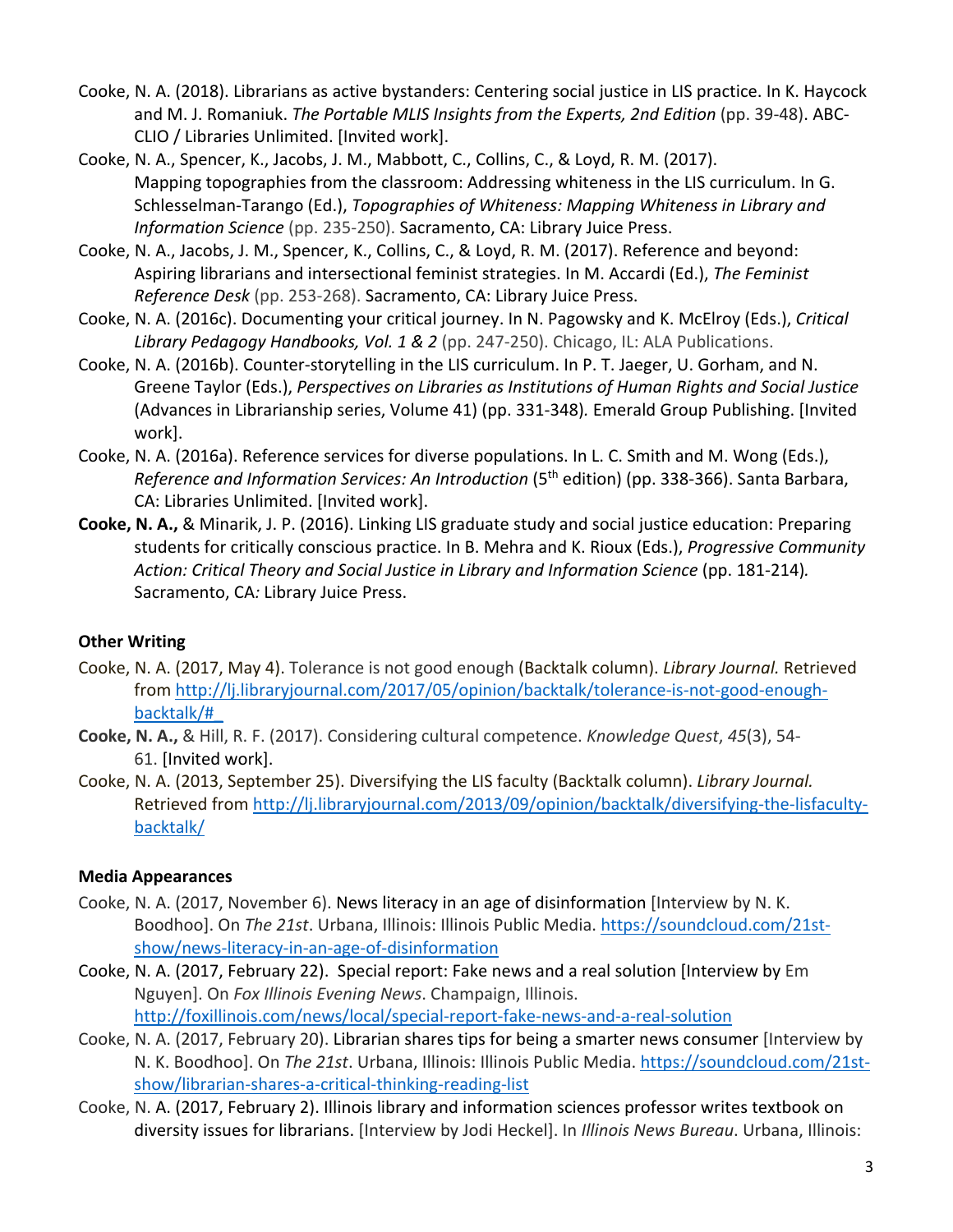Cooke, N. A. (2018). Librarians as active bystanders: Centering social justice in LIS practice. In K. Haycock and M. J. Romaniuk. *The Portable MLIS Insights from the Experts, 2nd Edition* (pp. 39-48). ABC-CLIO / Libraries Unlimited. [Invited work].

Cooke, N. A., Spencer, K., Jacobs, J. M., Mabbott, C., Collins, C., & Loyd, R. M. (2017). Mapping topographies from the classroom: Addressing whiteness in the LIS curriculum. In G. Schlesselman-Tarango (Ed.), *Topographies of Whiteness: Mapping Whiteness in Library and Information Science* (pp. 235-250). Sacramento, CA: Library Juice Press.

Cooke, N. A., Jacobs, J. M., Spencer, K., Collins, C., & Loyd, R. M. (2017). Reference and beyond: Aspiring librarians and intersectional feminist strategies. In M. Accardi (Ed.), *The Feminist Reference Desk* (pp. 253-268). Sacramento, CA: Library Juice Press.

Cooke, N. A. (2016c). Documenting your critical journey. In N. Pagowsky and K. McElroy (Eds.), *Critical Library Pedagogy Handbooks, Vol. 1 & 2* (pp. 247-250). Chicago, IL: ALA Publications.

Cooke, N. A. (2016b). Counter-storytelling in the LIS curriculum. In P. T. Jaeger, U. Gorham, and N. Greene Taylor (Eds.), *Perspectives on Libraries as Institutions of Human Rights and Social Justice* (Advances in Librarianship series, Volume 41) (pp. 331-348). Emerald Group Publishing. [Invited work].

Cooke, N. A. (2016a). Reference services for diverse populations. In L. C. Smith and M. Wong (Eds.), *Reference and Information Services: An Introduction* (5th edition) (pp. 338-366). Santa Barbara, CA: Libraries Unlimited. [Invited work].

**Cooke, N. A.,** & Minarik, J. P. (2016). Linking LIS graduate study and social justice education: Preparing students for critically conscious practice. In B. Mehra and K. Rioux (Eds.), *Progressive Community Action: Critical Theory and Social Justice in Library and Information Science* (pp. 181-214). Sacramento, CA: Library Juice Press.

### Other Writing

Cooke, N. A. (2017, May 4). Tolerance is not good enough (Backtalk column). *Library Journal.* Retrieved from http://lj.libraryjournal.com/2017/05/opinion/backtalk/tolerance-is-not-good-enough-backtalk/#_

**Cooke, N. A.,** & Hill, R. F. (2017). Considering cultural competence. *Knowledge Quest*, *45*(3), 54-61. [Invited work].

Cooke, N. A. (2013, September 25). Diversifying the LIS faculty (Backtalk column). *Library Journal.* Retrieved from http://lj.libraryjournal.com/2013/09/opinion/backtalk/diversifying-the-lisfaculty-backtalk/

### Media Appearances

Cooke, N. A. (2017, November 6). News literacy in an age of disinformation [Interview by N. K. Boodhoo]. On *The 21st*. Urbana, Illinois: Illinois Public Media. https://soundcloud.com/21st-show/news-literacy-in-an-age-of-disinformation

Cooke, N. A. (2017, February 22). Special report: Fake news and a real solution [Interview by Em Nguyen]. On *Fox Illinois Evening News*. Champaign, Illinois. http://foxillinois.com/news/local/special-report-fake-news-and-a-real-solution

Cooke, N. A. (2017, February 20). Librarian shares tips for being a smarter news consumer [Interview by N. K. Boodhoo]. On *The 21st*. Urbana, Illinois: Illinois Public Media. https://soundcloud.com/21st-show/librarian-shares-a-critical-thinking-reading-list

Cooke, N. A. (2017, February 2). Illinois library and information sciences professor writes textbook on diversity issues for librarians. [Interview by Jodi Heckel]. In *Illinois News Bureau*. Urbana, Illinois: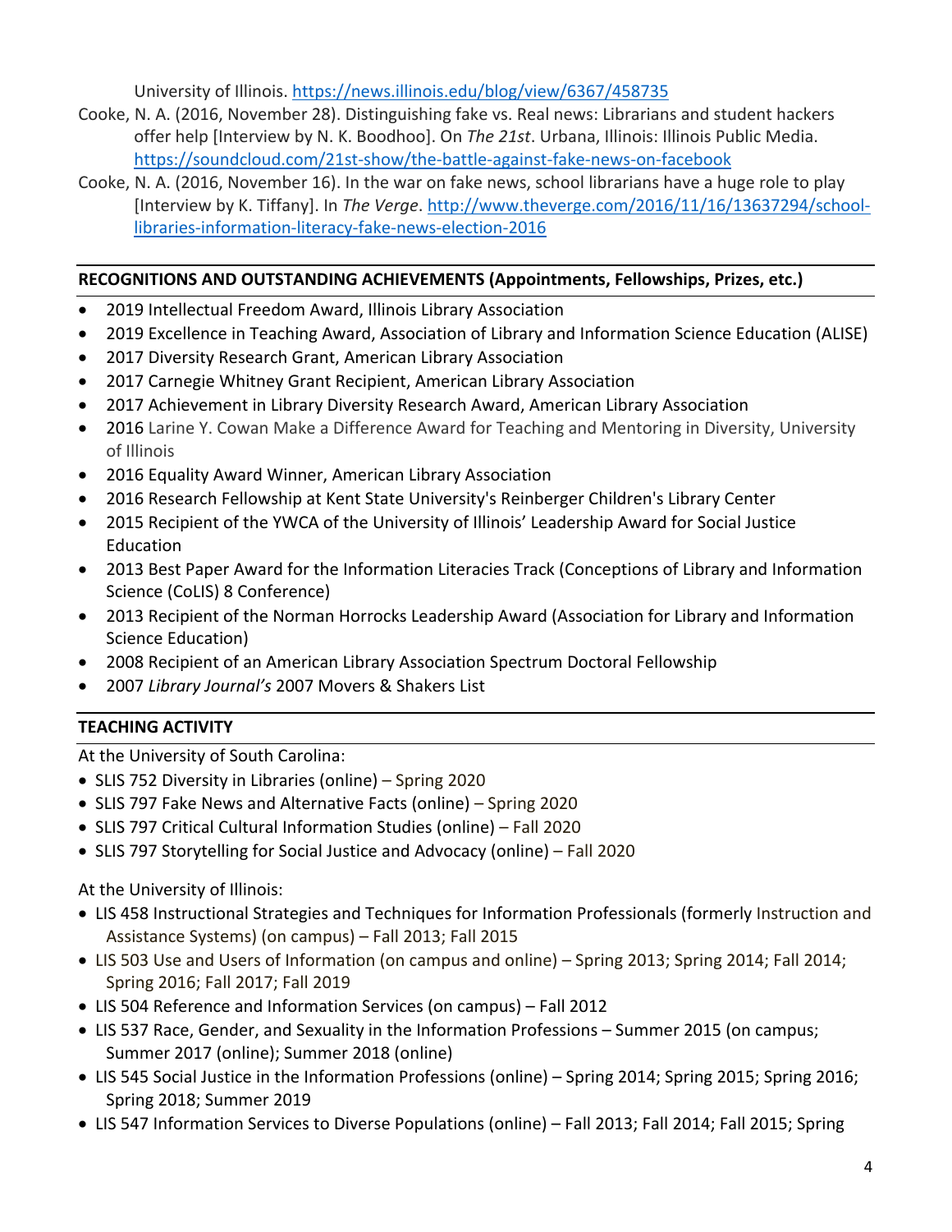University of Illinois. https://news.illinois.edu/blog/view/6367/458735

Cooke, N. A. (2016, November 28). Distinguishing fake vs. Real news: Librarians and student hackers offer help [Interview by N. K. Boodhoo]. On *The 21st*. Urbana, Illinois: Illinois Public Media. https://soundcloud.com/21st-show/the-battle-against-fake-news-on-facebook

Cooke, N. A. (2016, November 16). In the war on fake news, school librarians have a huge role to play [Interview by K. Tiffany]. In *The Verge*. http://www.theverge.com/2016/11/16/13637294/school-libraries-information-literacy-fake-news-election-2016

## RECOGNITIONS AND OUTSTANDING ACHIEVEMENTS (Appointments, Fellowships, Prizes, etc.)

- 2019 Intellectual Freedom Award, Illinois Library Association
- 2019 Excellence in Teaching Award, Association of Library and Information Science Education (ALISE)
- 2017 Diversity Research Grant, American Library Association
- 2017 Carnegie Whitney Grant Recipient, American Library Association
- 2017 Achievement in Library Diversity Research Award, American Library Association
- 2016 Larine Y. Cowan Make a Difference Award for Teaching and Mentoring in Diversity, University of Illinois
- 2016 Equality Award Winner, American Library Association
- 2016 Research Fellowship at Kent State University's Reinberger Children's Library Center
- 2015 Recipient of the YWCA of the University of Illinois' Leadership Award for Social Justice Education
- 2013 Best Paper Award for the Information Literacies Track (Conceptions of Library and Information Science (CoLIS) 8 Conference)
- 2013 Recipient of the Norman Horrocks Leadership Award (Association for Library and Information Science Education)
- 2008 Recipient of an American Library Association Spectrum Doctoral Fellowship
- 2007 *Library Journal's* 2007 Movers & Shakers List

## TEACHING ACTIVITY

At the University of South Carolina:

- SLIS 752 Diversity in Libraries (online) – Spring 2020
- SLIS 797 Fake News and Alternative Facts (online) – Spring 2020
- SLIS 797 Critical Cultural Information Studies (online) – Fall 2020
- SLIS 797 Storytelling for Social Justice and Advocacy (online) – Fall 2020

At the University of Illinois:

- LIS 458 Instructional Strategies and Techniques for Information Professionals (formerly Instruction and Assistance Systems) (on campus) – Fall 2013; Fall 2015
- LIS 503 Use and Users of Information (on campus and online) – Spring 2013; Spring 2014; Fall 2014; Spring 2016; Fall 2017; Fall 2019
- LIS 504 Reference and Information Services (on campus) – Fall 2012
- LIS 537 Race, Gender, and Sexuality in the Information Professions – Summer 2015 (on campus; Summer 2017 (online); Summer 2018 (online)
- LIS 545 Social Justice in the Information Professions (online) – Spring 2014; Spring 2015; Spring 2016; Spring 2018; Summer 2019
- LIS 547 Information Services to Diverse Populations (online) – Fall 2013; Fall 2014; Fall 2015; Spring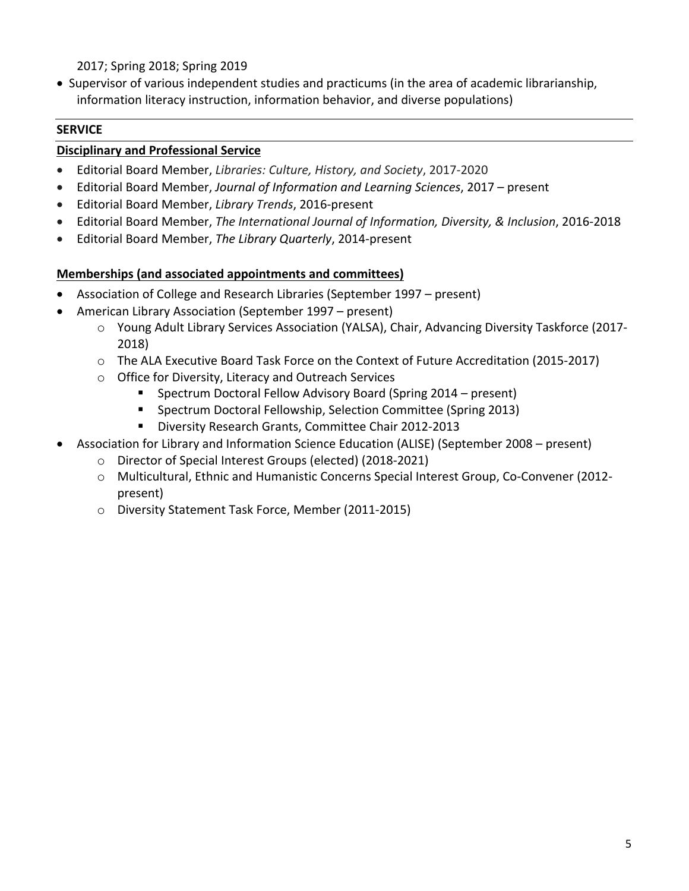2017; Spring 2018; Spring 2019

- Supervisor of various independent studies and practicums (in the area of academic librarianship, information literacy instruction, information behavior, and diverse populations)

## SERVICE

### Disciplinary and Professional Service

- Editorial Board Member, *Libraries: Culture, History, and Society*, 2017-2020
- Editorial Board Member, *Journal of Information and Learning Sciences*, 2017 – present
- Editorial Board Member, *Library Trends*, 2016-present
- Editorial Board Member, *The International Journal of Information, Diversity, & Inclusion*, 2016-2018
- Editorial Board Member, *The Library Quarterly*, 2014-present

### Memberships (and associated appointments and committees)

- Association of College and Research Libraries (September 1997 – present)
- American Library Association (September 1997 – present)
  - Young Adult Library Services Association (YALSA), Chair, Advancing Diversity Taskforce (2017-2018)
  - The ALA Executive Board Task Force on the Context of Future Accreditation (2015-2017)
  - Office for Diversity, Literacy and Outreach Services
    - Spectrum Doctoral Fellow Advisory Board (Spring 2014 – present)
    - Spectrum Doctoral Fellowship, Selection Committee (Spring 2013)
    - Diversity Research Grants, Committee Chair 2012-2013
- Association for Library and Information Science Education (ALISE) (September 2008 – present)
  - Director of Special Interest Groups (elected) (2018-2021)
  - Multicultural, Ethnic and Humanistic Concerns Special Interest Group, Co-Convener (2012-present)
  - Diversity Statement Task Force, Member (2011-2015)